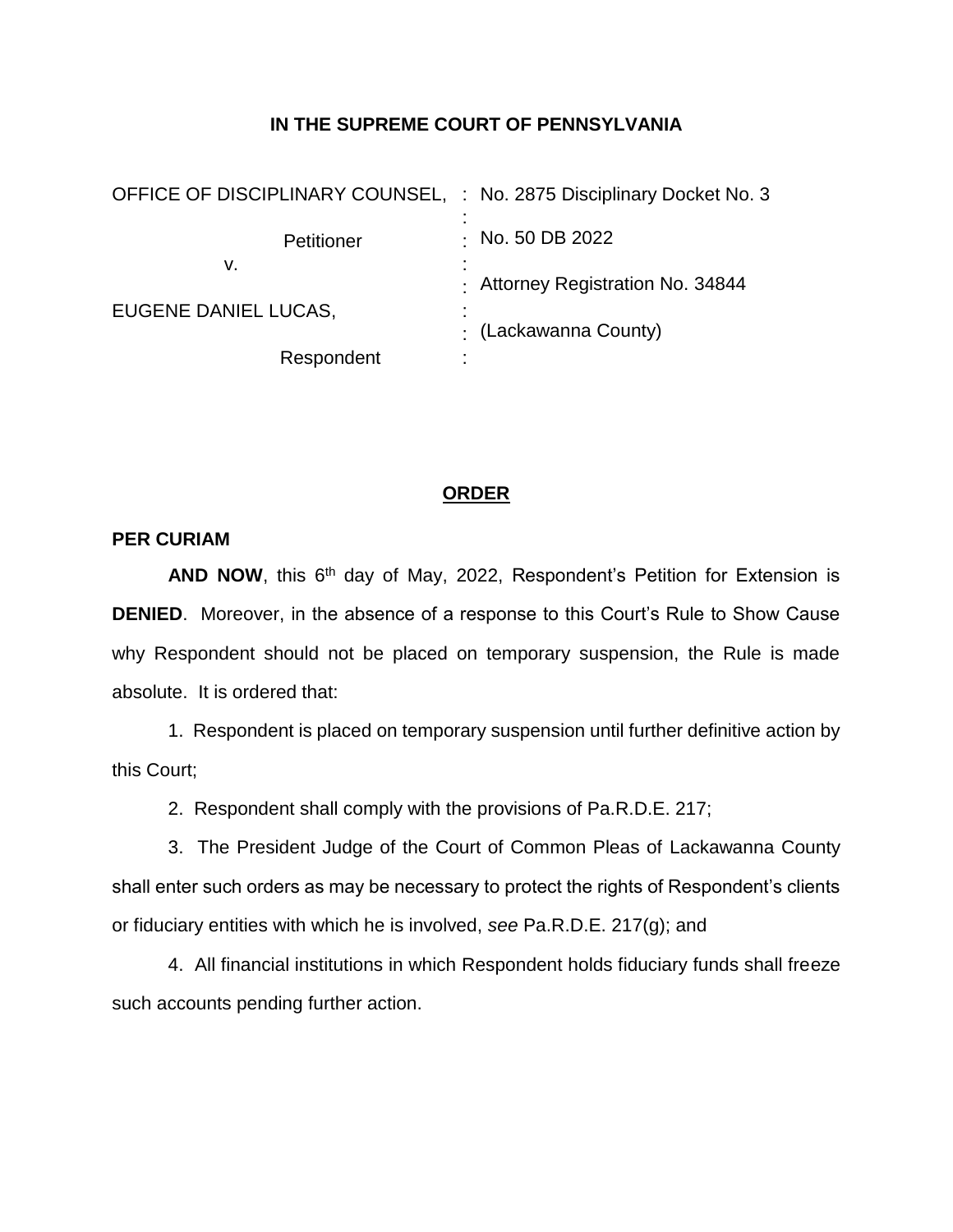**IN THE SUPREME COURT OF PENNSYLVANIA**

| | | |
|---|---|---|
| OFFICE OF DISCIPLINARY COUNSEL, | : | No. 2875 Disciplinary Docket No. 3 |
| Petitioner | : | No. 50 DB 2022 |
| v. | : | Attorney Registration No. 34844 |
| EUGENE DANIEL LUCAS, | : | (Lackawanna County) |
| Respondent | : | |

**ORDER**

**PER CURIAM**

**AND NOW**, this 6th day of May, 2022, Respondent's Petition for Extension is **DENIED**. Moreover, in the absence of a response to this Court's Rule to Show Cause why Respondent should not be placed on temporary suspension, the Rule is made absolute. It is ordered that:

1. Respondent is placed on temporary suspension until further definitive action by this Court;

2. Respondent shall comply with the provisions of Pa.R.D.E. 217;

3. The President Judge of the Court of Common Pleas of Lackawanna County shall enter such orders as may be necessary to protect the rights of Respondent's clients or fiduciary entities with which he is involved, *see* Pa.R.D.E. 217(g); and

4. All financial institutions in which Respondent holds fiduciary funds shall freeze such accounts pending further action.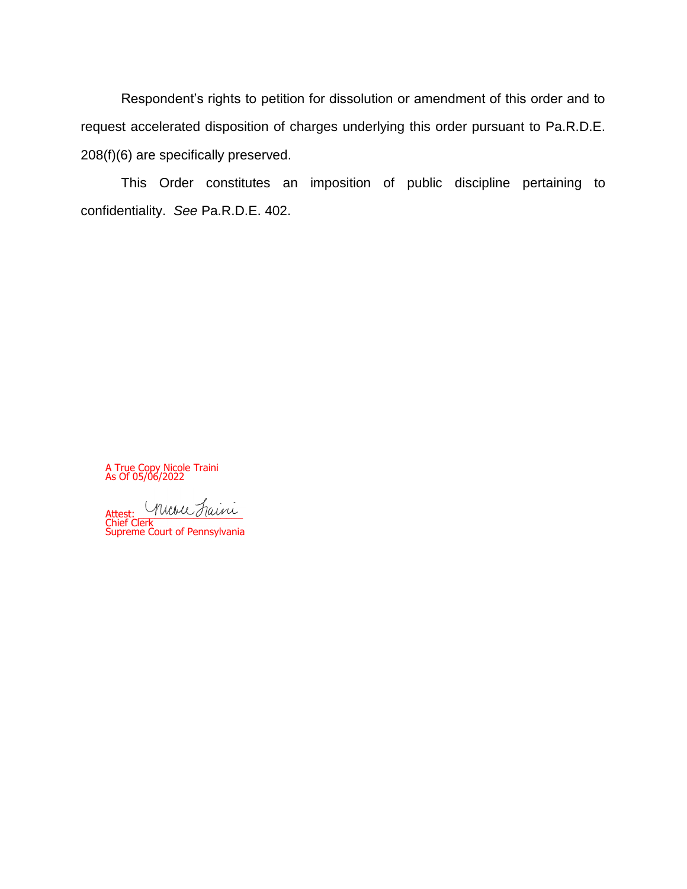Respondent's rights to petition for dissolution or amendment of this order and to request accelerated disposition of charges underlying this order pursuant to Pa.R.D.E. 208(f)(6) are specifically preserved.

This Order constitutes an imposition of public discipline pertaining to confidentiality. *See* Pa.R.D.E. 402.

A True Copy Nicole Traini
As Of 05/06/2022

Attest: Nicole Traini
Chief Clerk
Supreme Court of Pennsylvania